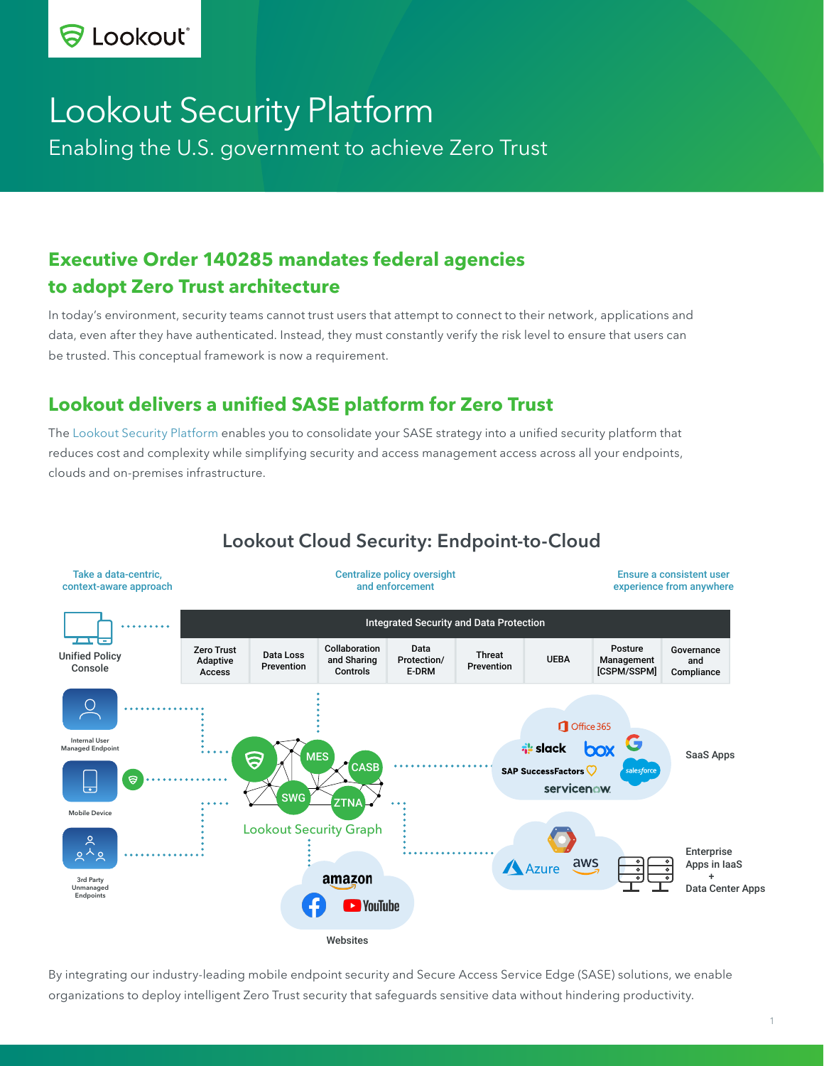# Lookout Security Platform

Enabling the U.S. government to achieve Zero Trust

## Executive Order 140285 mandates federal agencies to adopt Zero Trust architecture

In today's environment, security teams cannot trust users that attempt to connect to their network, applications and data, even after they have authenticated. Instead, they must constantly verify the risk level to ensure that users can be trusted. This conceptual framework is now a requirement.

## Lookout delivers a unified SASE platform for Zero Trust

The Lookout Security Platform enables you to consolidate your SASE strategy into a unified security platform that reduces cost and complexity while simplifying security and access management access across all your endpoints, clouds and on-premises infrastructure.

### Lookout Cloud Security: Endpoint-to-Cloud

Take a data-centric, context-aware approach

Centralize policy oversight and enforcement

Ensure a consistent user experience from anywhere

Unified Policy Console

| Integrated Security and Data Protection | | | | | | | |
|---|---|---|---|---|---|---|---|
| Zero Trust Adaptive Access | Data Loss Prevention | Collaboration and Sharing Controls | Data Protection/ E-DRM | Threat Prevention | UEBA | Posture Management [CSPM/SSPM] | Governance and Compliance |

Internal User Managed Endpoint

Mobile Device

3rd Party Unmanaged Endpoints

Lookout Security Graph: MES, CASB, SWG, ZTNA

SaaS Apps: Office 365, slack, box, Google, SAP SuccessFactors, salesforce, servicenow

Enterprise Apps in IaaS + Data Center Apps: Google Cloud, Azure, aws

Websites: amazon, Facebook, YouTube

By integrating our industry-leading mobile endpoint security and Secure Access Service Edge (SASE) solutions, we enable organizations to deploy intelligent Zero Trust security that safeguards sensitive data without hindering productivity.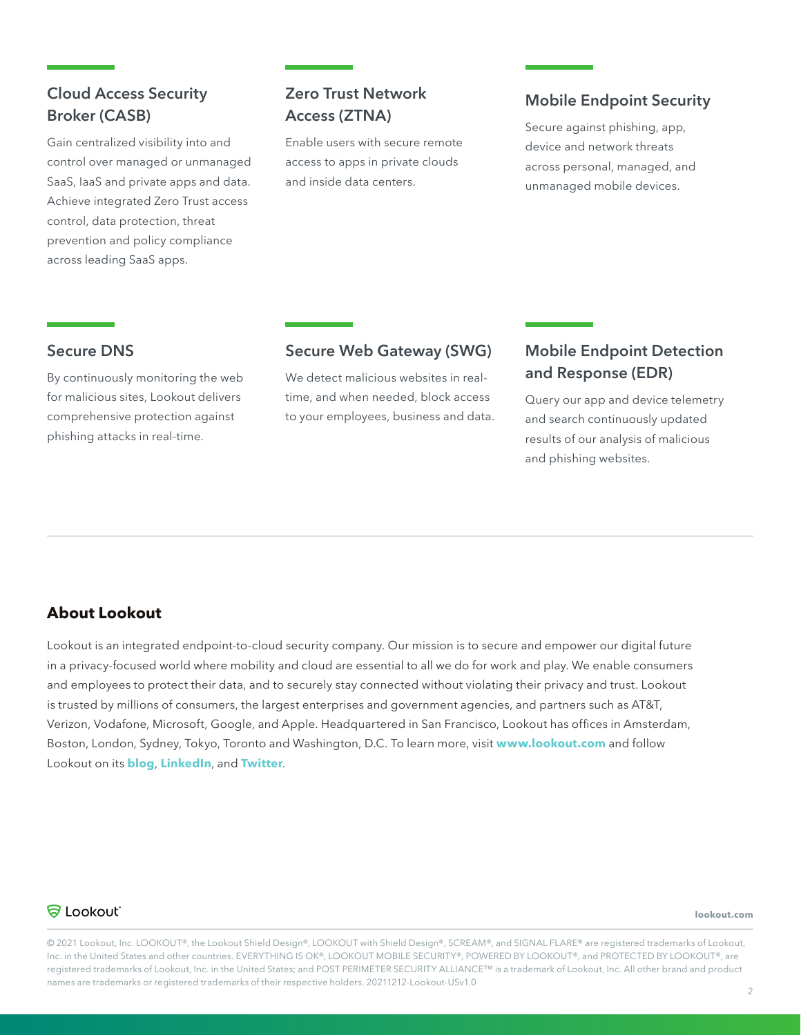### Cloud Access Security Broker (CASB)

Gain centralized visibility into and control over managed or unmanaged SaaS, IaaS and private apps and data. Achieve integrated Zero Trust access control, data protection, threat prevention and policy compliance across leading SaaS apps.

### Zero Trust Network Access (ZTNA)

Enable users with secure remote access to apps in private clouds and inside data centers.

### Mobile Endpoint Security

Secure against phishing, app, device and network threats across personal, managed, and unmanaged mobile devices.

### Secure DNS

By continuously monitoring the web for malicious sites, Lookout delivers comprehensive protection against phishing attacks in real-time.

### Secure Web Gateway (SWG)

We detect malicious websites in real-time, and when needed, block access to your employees, business and data.

### Mobile Endpoint Detection and Response (EDR)

Query our app and device telemetry and search continuously updated results of our analysis of malicious and phishing websites.

---

## About Lookout

Lookout is an integrated endpoint-to-cloud security company. Our mission is to secure and empower our digital future in a privacy-focused world where mobility and cloud are essential to all we do for work and play. We enable consumers and employees to protect their data, and to securely stay connected without violating their privacy and trust. Lookout is trusted by millions of consumers, the largest enterprises and government agencies, and partners such as AT&T, Verizon, Vodafone, Microsoft, Google, and Apple. Headquartered in San Francisco, Lookout has offices in Amsterdam, Boston, London, Sydney, Tokyo, Toronto and Washington, D.C. To learn more, visit **www.lookout.com** and follow Lookout on its **blog**, **LinkedIn**, and **Twitter**.

Lookout

lookout.com

© 2021 Lookout, Inc. LOOKOUT®, the Lookout Shield Design®, LOOKOUT with Shield Design®, SCREAM®, and SIGNAL FLARE® are registered trademarks of Lookout, Inc. in the United States and other countries. EVERYTHING IS OK®, LOOKOUT MOBILE SECURITY®, POWERED BY LOOKOUT®, and PROTECTED BY LOOKOUT®, are registered trademarks of Lookout, Inc. in the United States; and POST PERIMETER SECURITY ALLIANCE™ is a trademark of Lookout, Inc. All other brand and product names are trademarks or registered trademarks of their respective holders. 20211212-Lookout-USv1.0